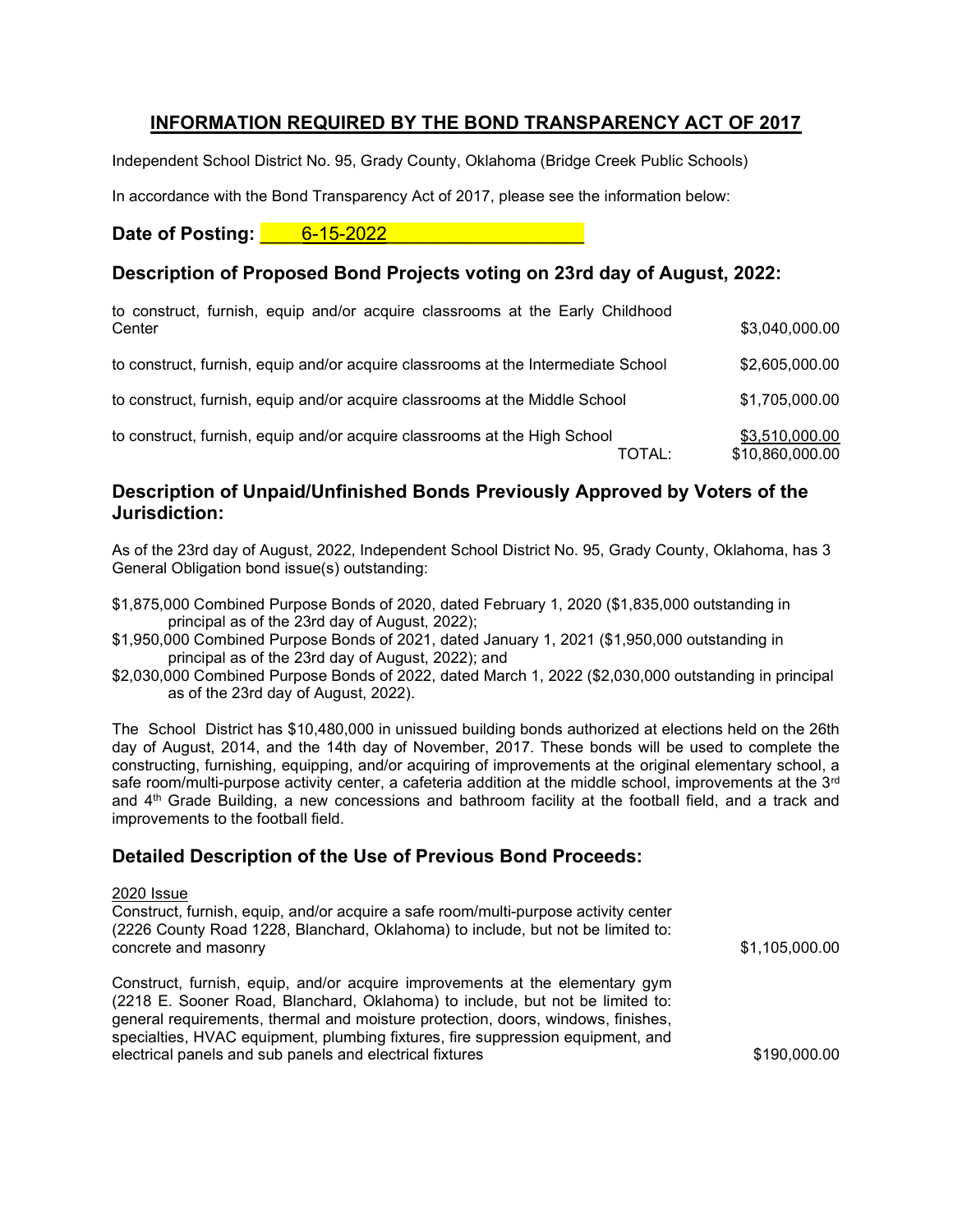# INFORMATION REQUIRED BY THE BOND TRANSPARENCY ACT OF 2017

Independent School District No. 95, Grady County, Oklahoma (Bridge Creek Public Schools)

In accordance with the Bond Transparency Act of 2017, please see the information below:

**Date of Posting: 6-15-2022**

## Description of Proposed Bond Projects voting on 23rd day of August, 2022:

| | |
|---|---|
| to construct, furnish, equip and/or acquire classrooms at the Early Childhood Center | $3,040,000.00 |
| to construct, furnish, equip and/or acquire classrooms at the Intermediate School | $2,605,000.00 |
| to construct, furnish, equip and/or acquire classrooms at the Middle School | $1,705,000.00 |
| to construct, furnish, equip and/or acquire classrooms at the High School | $3,510,000.00 |
| TOTAL: | $10,860,000.00 |

## Description of Unpaid/Unfinished Bonds Previously Approved by Voters of the Jurisdiction:

As of the 23rd day of August, 2022, Independent School District No. 95, Grady County, Oklahoma, has 3 General Obligation bond issue(s) outstanding:

$1,875,000 Combined Purpose Bonds of 2020, dated February 1, 2020 ($1,835,000 outstanding in principal as of the 23rd day of August, 2022);
$1,950,000 Combined Purpose Bonds of 2021, dated January 1, 2021 ($1,950,000 outstanding in principal as of the 23rd day of August, 2022); and
$2,030,000 Combined Purpose Bonds of 2022, dated March 1, 2022 ($2,030,000 outstanding in principal as of the 23rd day of August, 2022).

The School District has $10,480,000 in unissued building bonds authorized at elections held on the 26th day of August, 2014, and the 14th day of November, 2017. These bonds will be used to complete the constructing, furnishing, equipping, and/or acquiring of improvements at the original elementary school, a safe room/multi-purpose activity center, a cafeteria addition at the middle school, improvements at the 3rd and 4th Grade Building, a new concessions and bathroom facility at the football field, and a track and improvements to the football field.

## Detailed Description of the Use of Previous Bond Proceeds:

2020 Issue

| | |
|---|---|
| Construct, furnish, equip, and/or acquire a safe room/multi-purpose activity center (2226 County Road 1228, Blanchard, Oklahoma) to include, but not be limited to: concrete and masonry | $1,105,000.00 |
| Construct, furnish, equip, and/or acquire improvements at the elementary gym (2218 E. Sooner Road, Blanchard, Oklahoma) to include, but not be limited to: general requirements, thermal and moisture protection, doors, windows, finishes, specialties, HVAC equipment, plumbing fixtures, fire suppression equipment, and electrical panels and sub panels and electrical fixtures | $190,000.00 |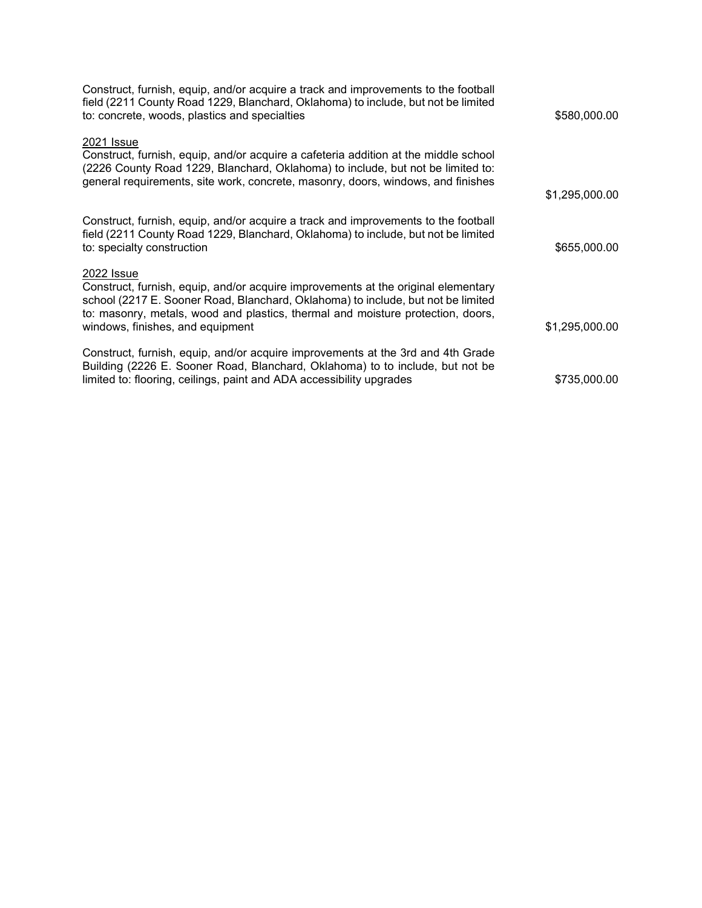| | |
|---|---|
| Construct, furnish, equip, and/or acquire a track and improvements to the football field (2211 County Road 1229, Blanchard, Oklahoma) to include, but not be limited to: concrete, woods, plastics and specialties | $580,000.00 |
| <u>2021 Issue</u> | |
| Construct, furnish, equip, and/or acquire a cafeteria addition at the middle school (2226 County Road 1229, Blanchard, Oklahoma) to include, but not be limited to: general requirements, site work, concrete, masonry, doors, windows, and finishes | $1,295,000.00 |
| Construct, furnish, equip, and/or acquire a track and improvements to the football field (2211 County Road 1229, Blanchard, Oklahoma) to include, but not be limited to: specialty construction | $655,000.00 |
| <u>2022 Issue</u> | |
| Construct, furnish, equip, and/or acquire improvements at the original elementary school (2217 E. Sooner Road, Blanchard, Oklahoma) to include, but not be limited to: masonry, metals, wood and plastics, thermal and moisture protection, doors, windows, finishes, and equipment | $1,295,000.00 |
| Construct, furnish, equip, and/or acquire improvements at the 3rd and 4th Grade Building (2226 E. Sooner Road, Blanchard, Oklahoma) to to include, but not be limited to: flooring, ceilings, paint and ADA accessibility upgrades | $735,000.00 |